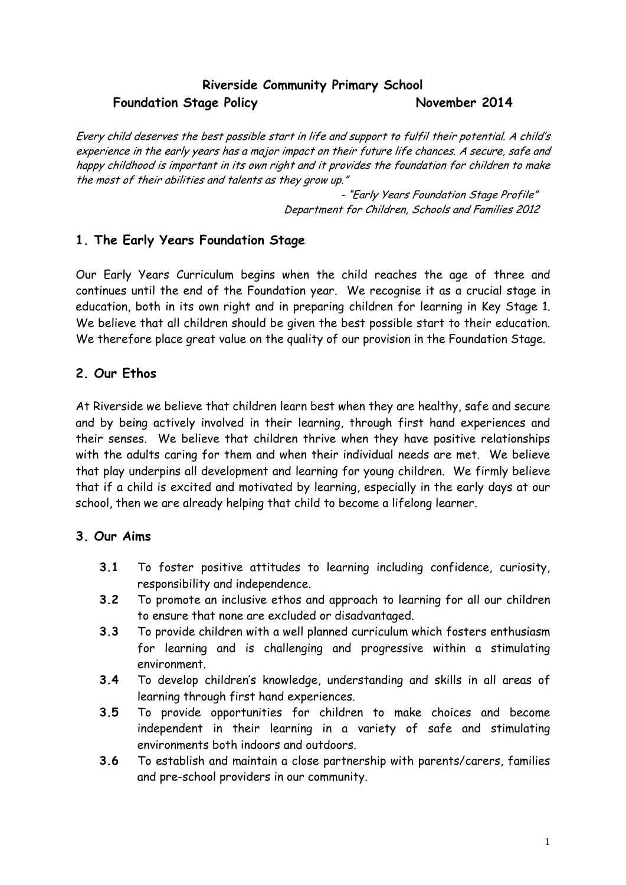**Riverside Community Primary School**

**Foundation Stage Policy November 2014**

*Every child deserves the best possible start in life and support to fulfil their potential. A child's experience in the early years has a major impact on their future life chances. A secure, safe and happy childhood is important in its own right and it provides the foundation for children to make the most of their abilities and talents as they grow up."*

*- "Early Years Foundation Stage Profile"*
*Department for Children, Schools and Families 2012*

## 1. The Early Years Foundation Stage

Our Early Years Curriculum begins when the child reaches the age of three and continues until the end of the Foundation year. We recognise it as a crucial stage in education, both in its own right and in preparing children for learning in Key Stage 1. We believe that all children should be given the best possible start to their education. We therefore place great value on the quality of our provision in the Foundation Stage.

## 2. Our Ethos

At Riverside we believe that children learn best when they are healthy, safe and secure and by being actively involved in their learning, through first hand experiences and their senses. We believe that children thrive when they have positive relationships with the adults caring for them and when their individual needs are met. We believe that play underpins all development and learning for young children. We firmly believe that if a child is excited and motivated by learning, especially in the early days at our school, then we are already helping that child to become a lifelong learner.

## 3. Our Aims

- **3.1** To foster positive attitudes to learning including confidence, curiosity, responsibility and independence.
- **3.2** To promote an inclusive ethos and approach to learning for all our children to ensure that none are excluded or disadvantaged.
- **3.3** To provide children with a well planned curriculum which fosters enthusiasm for learning and is challenging and progressive within a stimulating environment.
- **3.4** To develop children's knowledge, understanding and skills in all areas of learning through first hand experiences.
- **3.5** To provide opportunities for children to make choices and become independent in their learning in a variety of safe and stimulating environments both indoors and outdoors.
- **3.6** To establish and maintain a close partnership with parents/carers, families and pre-school providers in our community.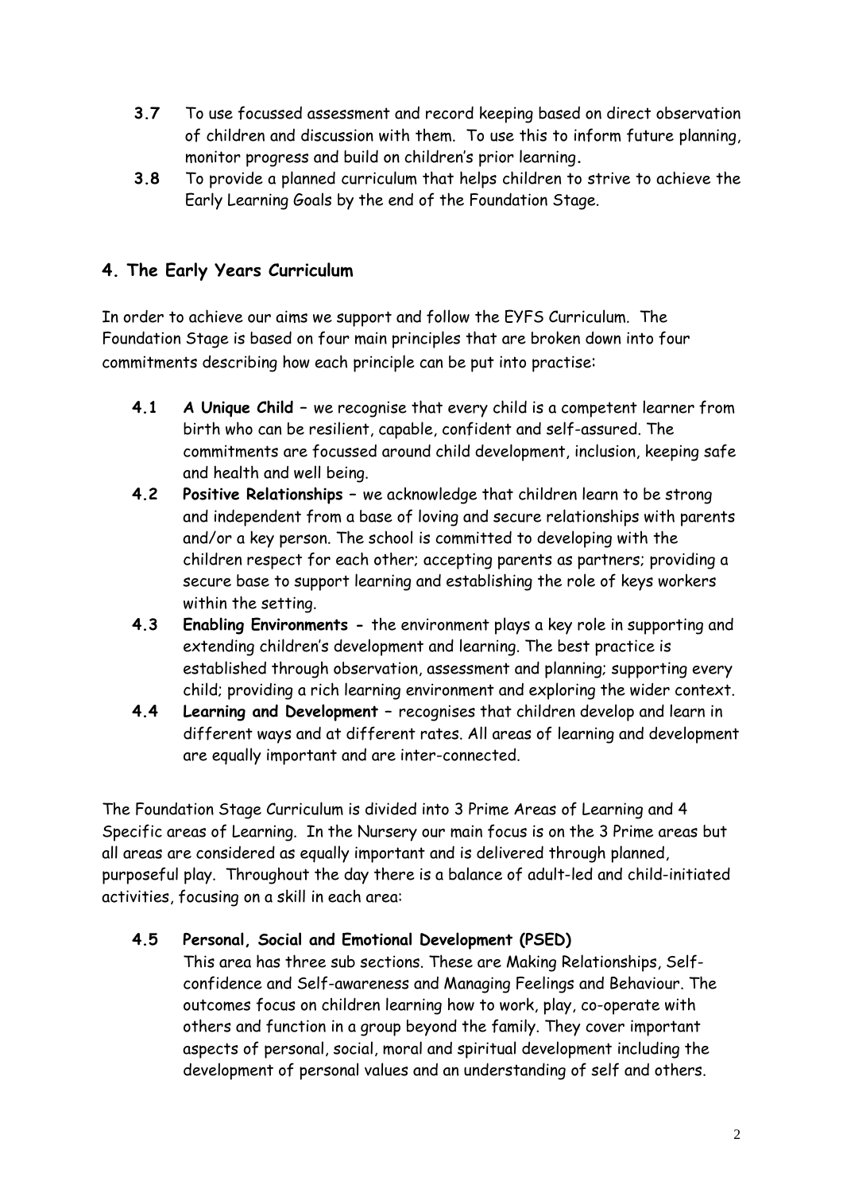**3.7** To use focussed assessment and record keeping based on direct observation of children and discussion with them. To use this to inform future planning, monitor progress and build on children's prior learning**.**

**3.8** To provide a planned curriculum that helps children to strive to achieve the Early Learning Goals by the end of the Foundation Stage.

## 4. The Early Years Curriculum

In order to achieve our aims we support and follow the EYFS Curriculum. The Foundation Stage is based on four main principles that are broken down into four commitments describing how each principle can be put into practise:

**4.1** ***A Unique Child*** – we recognise that every child is a competent learner from birth who can be resilient, capable, confident and self-assured. The commitments are focussed around child development, inclusion, keeping safe and health and well being.

**4.2** **Positive Relationships** – we acknowledge that children learn to be strong and independent from a base of loving and secure relationships with parents and/or a key person. The school is committed to developing with the children respect for each other; accepting parents as partners; providing a secure base to support learning and establishing the role of keys workers within the setting.

**4.3** **Enabling Environments -** the environment plays a key role in supporting and extending children's development and learning. The best practice is established through observation, assessment and planning; supporting every child; providing a rich learning environment and exploring the wider context.

**4.4** **Learning and Development** – recognises that children develop and learn in different ways and at different rates. All areas of learning and development are equally important and are inter-connected.

The Foundation Stage Curriculum is divided into 3 Prime Areas of Learning and 4 Specific areas of Learning. In the Nursery our main focus is on the 3 Prime areas but all areas are considered as equally important and is delivered through planned, purposeful play. Throughout the day there is a balance of adult-led and child-initiated activities, focusing on a skill in each area:

**4.5** **Personal, Social and Emotional Development (PSED)**

This area has three sub sections. These are Making Relationships, Self-confidence and Self-awareness and Managing Feelings and Behaviour. The outcomes focus on children learning how to work, play, co-operate with others and function in a group beyond the family. They cover important aspects of personal, social, moral and spiritual development including the development of personal values and an understanding of self and others.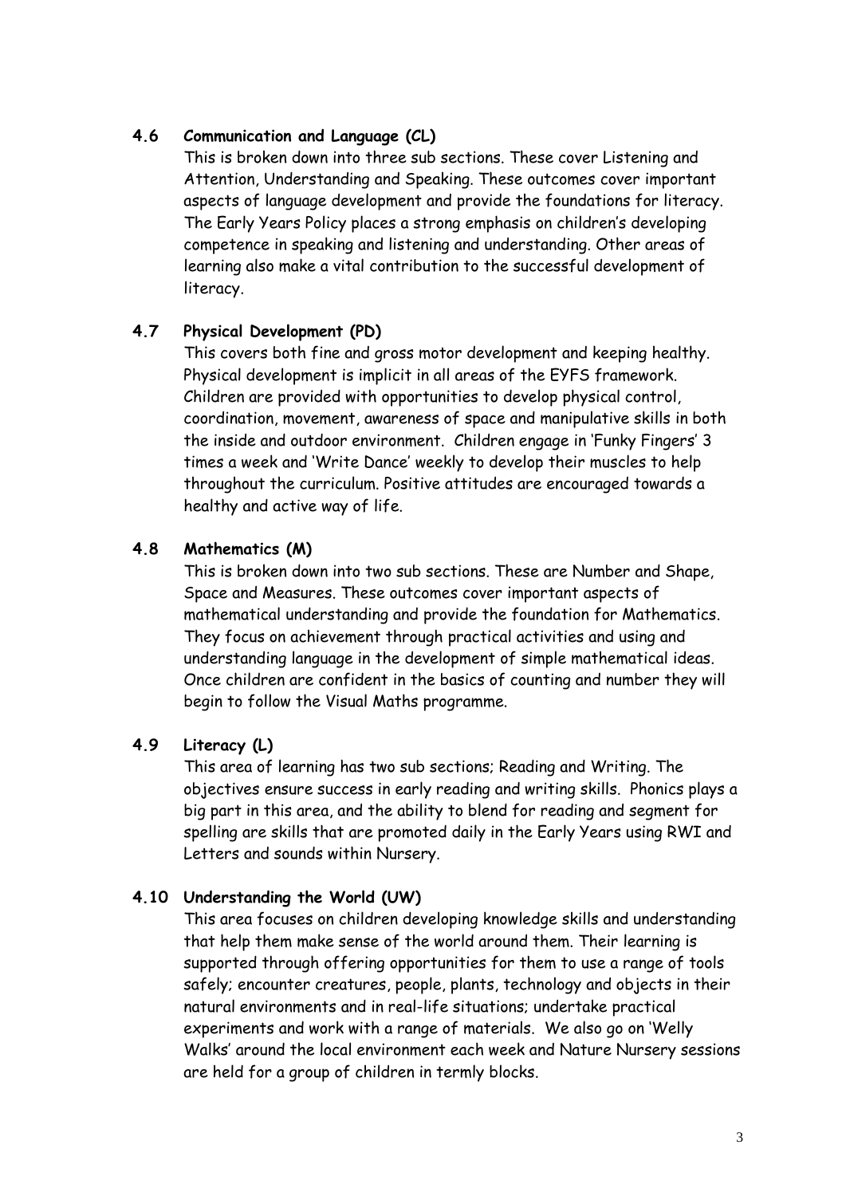## 4.6 Communication and Language (CL)

This is broken down into three sub sections. These cover Listening and Attention, Understanding and Speaking. These outcomes cover important aspects of language development and provide the foundations for literacy. The Early Years Policy places a strong emphasis on children's developing competence in speaking and listening and understanding. Other areas of learning also make a vital contribution to the successful development of literacy.

## 4.7 Physical Development (PD)

This covers both fine and gross motor development and keeping healthy. Physical development is implicit in all areas of the EYFS framework. Children are provided with opportunities to develop physical control, coordination, movement, awareness of space and manipulative skills in both the inside and outdoor environment. Children engage in 'Funky Fingers' 3 times a week and 'Write Dance' weekly to develop their muscles to help throughout the curriculum. Positive attitudes are encouraged towards a healthy and active way of life.

## 4.8 Mathematics (M)

This is broken down into two sub sections. These are Number and Shape, Space and Measures. These outcomes cover important aspects of mathematical understanding and provide the foundation for Mathematics. They focus on achievement through practical activities and using and understanding language in the development of simple mathematical ideas. Once children are confident in the basics of counting and number they will begin to follow the Visual Maths programme.

## 4.9 Literacy (L)

This area of learning has two sub sections; Reading and Writing. The objectives ensure success in early reading and writing skills. Phonics plays a big part in this area, and the ability to blend for reading and segment for spelling are skills that are promoted daily in the Early Years using RWI and Letters and sounds within Nursery.

## 4.10 Understanding the World (UW)

This area focuses on children developing knowledge skills and understanding that help them make sense of the world around them. Their learning is supported through offering opportunities for them to use a range of tools safely; encounter creatures, people, plants, technology and objects in their natural environments and in real-life situations; undertake practical experiments and work with a range of materials. We also go on 'Welly Walks' around the local environment each week and Nature Nursery sessions are held for a group of children in termly blocks.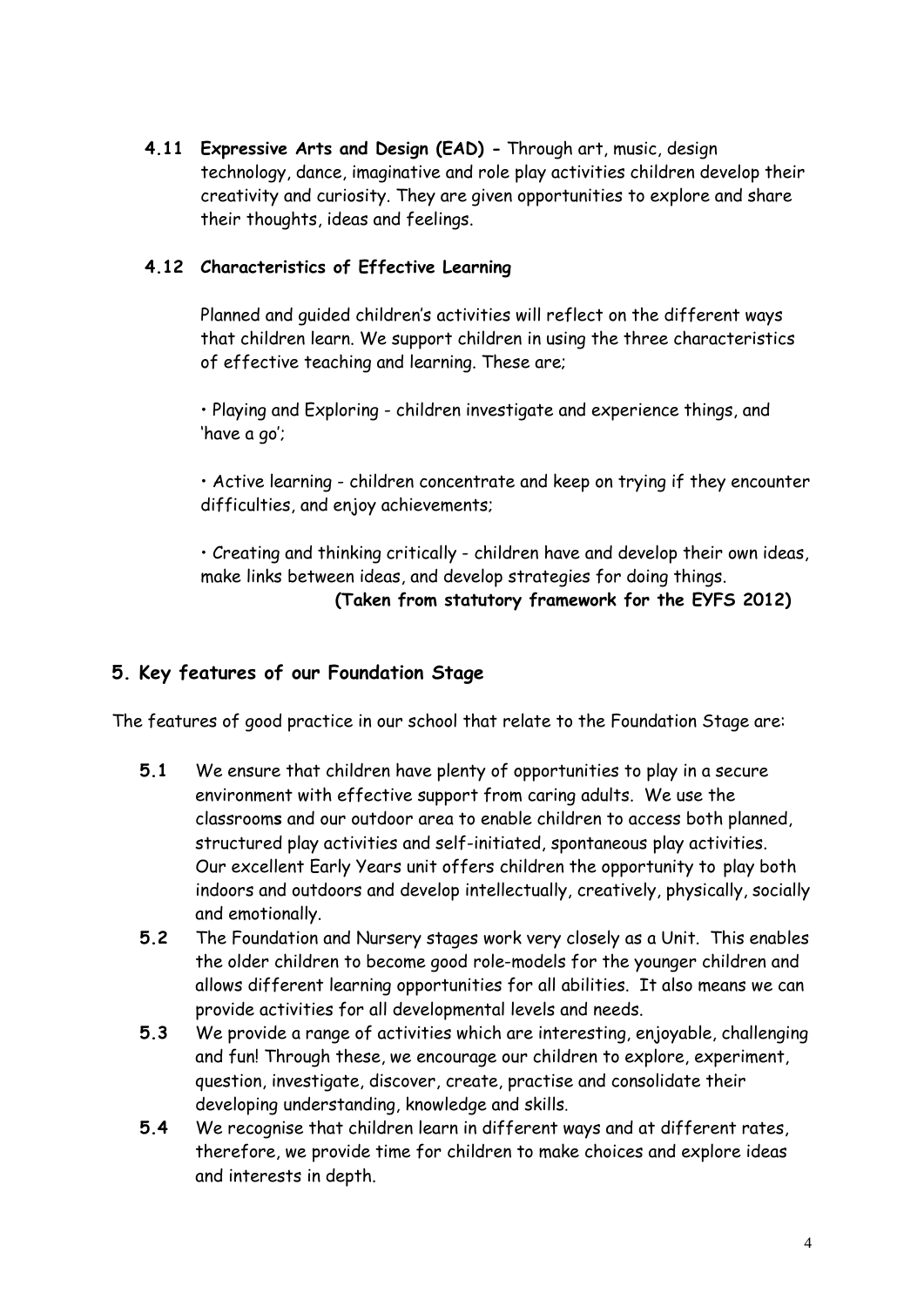**4.11 Expressive Arts and Design (EAD) -** Through art, music, design technology, dance, imaginative and role play activities children develop their creativity and curiosity. They are given opportunities to explore and share their thoughts, ideas and feelings.

**4.12 Characteristics of Effective Learning**

Planned and guided children's activities will reflect on the different ways that children learn. We support children in using the three characteristics of effective teaching and learning. These are;

• Playing and Exploring - children investigate and experience things, and 'have a go';

• Active learning - children concentrate and keep on trying if they encounter difficulties, and enjoy achievements;

• Creating and thinking critically - children have and develop their own ideas, make links between ideas, and develop strategies for doing things.

**(Taken from statutory framework for the EYFS 2012)**

## 5. Key features of our Foundation Stage

The features of good practice in our school that relate to the Foundation Stage are:

**5.1** We ensure that children have plenty of opportunities to play in a secure environment with effective support from caring adults. We use the classrooms and our outdoor area to enable children to access both planned, structured play activities and self-initiated, spontaneous play activities. Our excellent Early Years unit offers children the opportunity to play both indoors and outdoors and develop intellectually, creatively, physically, socially and emotionally.

**5.2** The Foundation and Nursery stages work very closely as a Unit. This enables the older children to become good role-models for the younger children and allows different learning opportunities for all abilities. It also means we can provide activities for all developmental levels and needs.

**5.3** We provide a range of activities which are interesting, enjoyable, challenging and fun! Through these, we encourage our children to explore, experiment, question, investigate, discover, create, practise and consolidate their developing understanding, knowledge and skills.

**5.4** We recognise that children learn in different ways and at different rates, therefore, we provide time for children to make choices and explore ideas and interests in depth.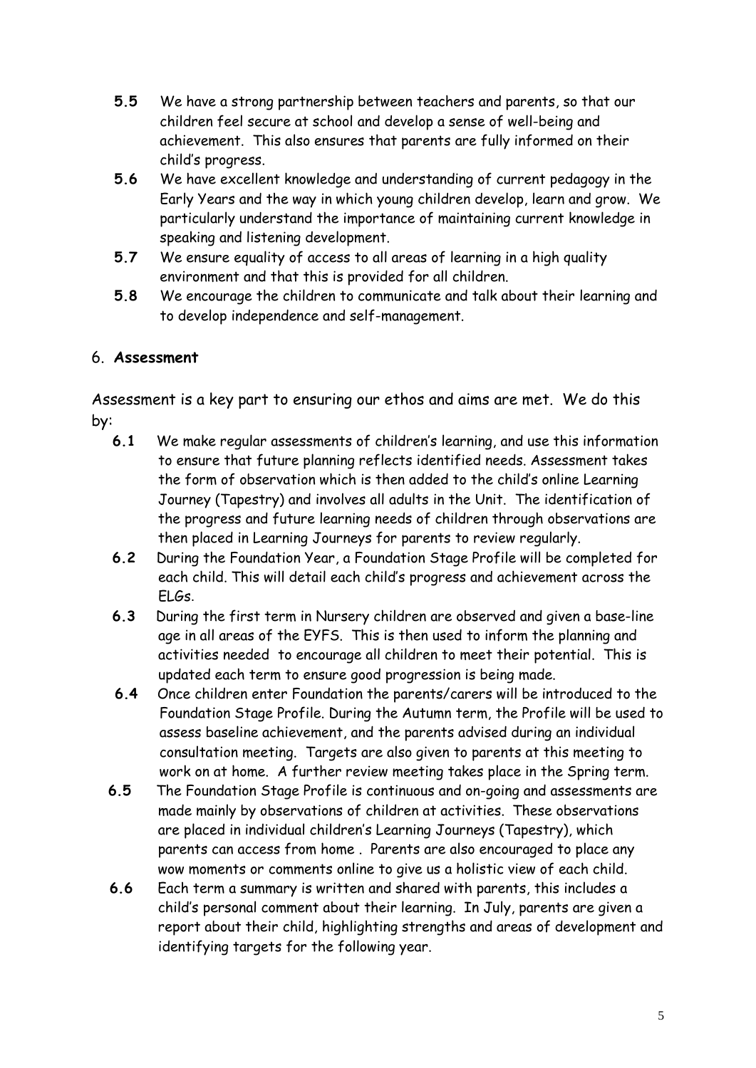**5.5** We have a strong partnership between teachers and parents, so that our children feel secure at school and develop a sense of well-being and achievement. This also ensures that parents are fully informed on their child's progress.

**5.6** We have excellent knowledge and understanding of current pedagogy in the Early Years and the way in which young children develop, learn and grow. We particularly understand the importance of maintaining current knowledge in speaking and listening development.

**5.7** We ensure equality of access to all areas of learning in a high quality environment and that this is provided for all children.

**5.8** We encourage the children to communicate and talk about their learning and to develop independence and self-management.

## 6. **Assessment**

Assessment is a key part to ensuring our ethos and aims are met. We do this by:

**6.1** We make regular assessments of children's learning, and use this information to ensure that future planning reflects identified needs. Assessment takes the form of observation which is then added to the child's online Learning Journey (Tapestry) and involves all adults in the Unit. The identification of the progress and future learning needs of children through observations are then placed in Learning Journeys for parents to review regularly.

**6.2** During the Foundation Year, a Foundation Stage Profile will be completed for each child. This will detail each child's progress and achievement across the ELGs.

**6.3** During the first term in Nursery children are observed and given a base-line age in all areas of the EYFS. This is then used to inform the planning and activities needed to encourage all children to meet their potential. This is updated each term to ensure good progression is being made.

**6.4** Once children enter Foundation the parents/carers will be introduced to the Foundation Stage Profile. During the Autumn term, the Profile will be used to assess baseline achievement, and the parents advised during an individual consultation meeting. Targets are also given to parents at this meeting to work on at home. A further review meeting takes place in the Spring term.

**6.5** The Foundation Stage Profile is continuous and on-going and assessments are made mainly by observations of children at activities. These observations are placed in individual children's Learning Journeys (Tapestry), which parents can access from home . Parents are also encouraged to place any wow moments or comments online to give us a holistic view of each child.

**6.6** Each term a summary is written and shared with parents, this includes a child's personal comment about their learning. In July, parents are given a report about their child, highlighting strengths and areas of development and identifying targets for the following year.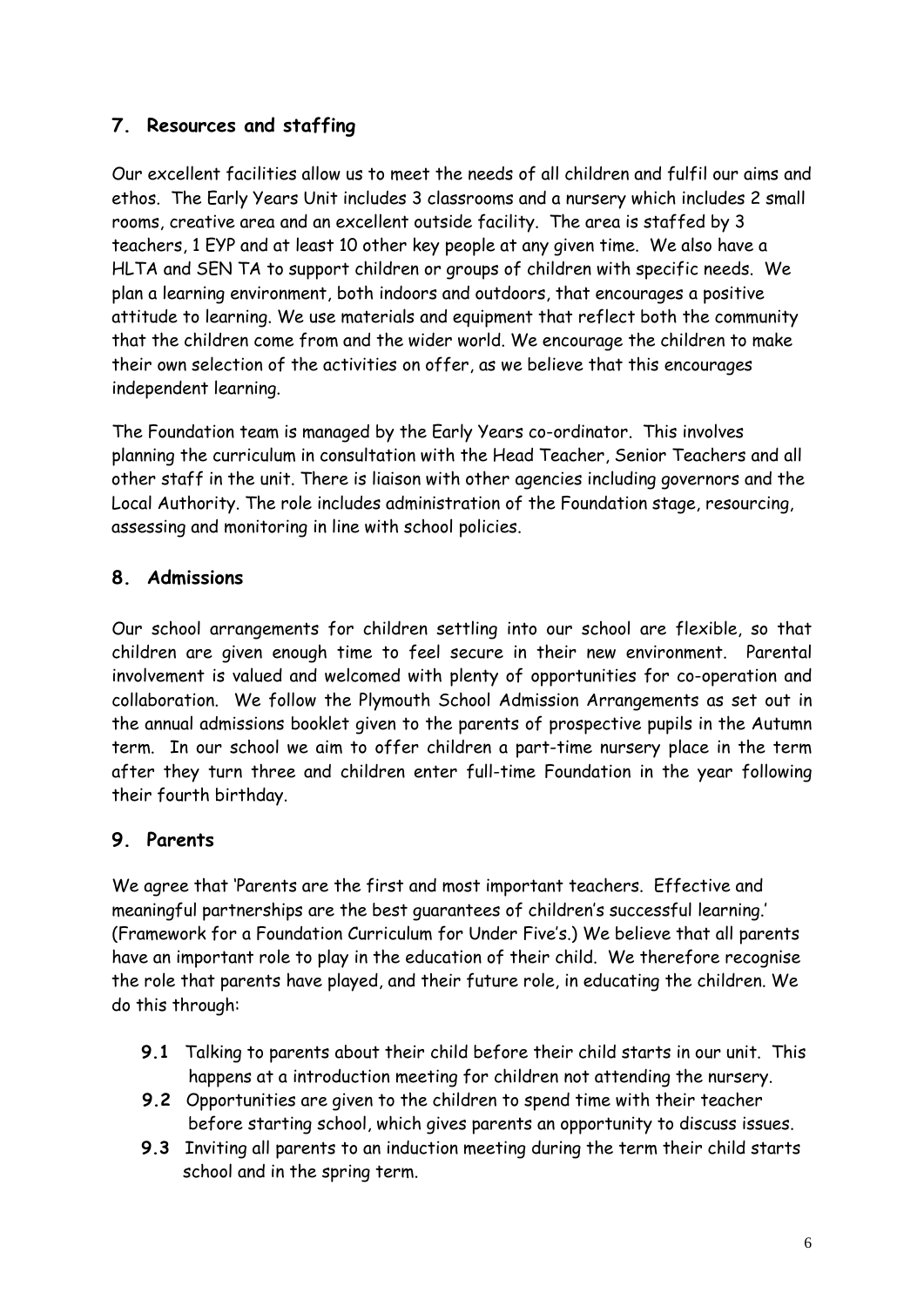## 7. Resources and staffing

Our excellent facilities allow us to meet the needs of all children and fulfil our aims and ethos. The Early Years Unit includes 3 classrooms and a nursery which includes 2 small rooms, creative area and an excellent outside facility. The area is staffed by 3 teachers, 1 EYP and at least 10 other key people at any given time. We also have a HLTA and SEN TA to support children or groups of children with specific needs. We plan a learning environment, both indoors and outdoors, that encourages a positive attitude to learning. We use materials and equipment that reflect both the community that the children come from and the wider world. We encourage the children to make their own selection of the activities on offer, as we believe that this encourages independent learning.

The Foundation team is managed by the Early Years co-ordinator. This involves planning the curriculum in consultation with the Head Teacher, Senior Teachers and all other staff in the unit. There is liaison with other agencies including governors and the Local Authority. The role includes administration of the Foundation stage, resourcing, assessing and monitoring in line with school policies.

## 8. Admissions

Our school arrangements for children settling into our school are flexible, so that children are given enough time to feel secure in their new environment. Parental involvement is valued and welcomed with plenty of opportunities for co-operation and collaboration. We follow the Plymouth School Admission Arrangements as set out in the annual admissions booklet given to the parents of prospective pupils in the Autumn term. In our school we aim to offer children a part-time nursery place in the term after they turn three and children enter full-time Foundation in the year following their fourth birthday.

## 9. Parents

We agree that 'Parents are the first and most important teachers. Effective and meaningful partnerships are the best guarantees of children's successful learning.' (Framework for a Foundation Curriculum for Under Five's.) We believe that all parents have an important role to play in the education of their child. We therefore recognise the role that parents have played, and their future role, in educating the children. We do this through:

- **9.1** Talking to parents about their child before their child starts in our unit. This happens at a introduction meeting for children not attending the nursery.
- **9.2** Opportunities are given to the children to spend time with their teacher before starting school, which gives parents an opportunity to discuss issues.
- **9.3** Inviting all parents to an induction meeting during the term their child starts school and in the spring term.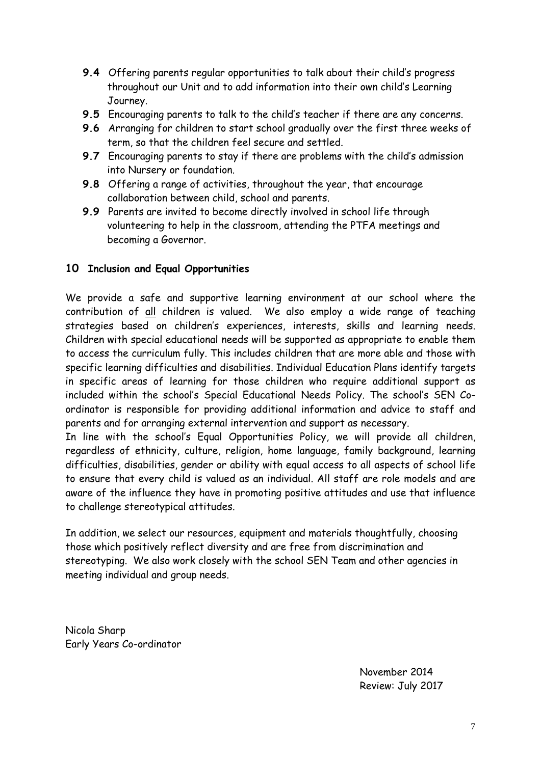- **9.4** Offering parents regular opportunities to talk about their child's progress throughout our Unit and to add information into their own child's Learning Journey.
- **9.5** Encouraging parents to talk to the child's teacher if there are any concerns.
- **9.6** Arranging for children to start school gradually over the first three weeks of term, so that the children feel secure and settled.
- **9.7** Encouraging parents to stay if there are problems with the child's admission into Nursery or foundation.
- **9.8** Offering a range of activities, throughout the year, that encourage collaboration between child, school and parents.
- **9.9** Parents are invited to become directly involved in school life through volunteering to help in the classroom, attending the PTFA meetings and becoming a Governor.

## 10 Inclusion and Equal Opportunities

We provide a safe and supportive learning environment at our school where the contribution of <u>all</u> children is valued. We also employ a wide range of teaching strategies based on children's experiences, interests, skills and learning needs. Children with special educational needs will be supported as appropriate to enable them to access the curriculum fully. This includes children that are more able and those with specific learning difficulties and disabilities. Individual Education Plans identify targets in specific areas of learning for those children who require additional support as included within the school's Special Educational Needs Policy. The school's SEN Co-ordinator is responsible for providing additional information and advice to staff and parents and for arranging external intervention and support as necessary.
In line with the school's Equal Opportunities Policy, we will provide all children, regardless of ethnicity, culture, religion, home language, family background, learning difficulties, disabilities, gender or ability with equal access to all aspects of school life to ensure that every child is valued as an individual. All staff are role models and are aware of the influence they have in promoting positive attitudes and use that influence to challenge stereotypical attitudes.

In addition, we select our resources, equipment and materials thoughtfully, choosing those which positively reflect diversity and are free from discrimination and stereotyping. We also work closely with the school SEN Team and other agencies in meeting individual and group needs.

Nicola Sharp
Early Years Co-ordinator

November 2014
Review: July 2017